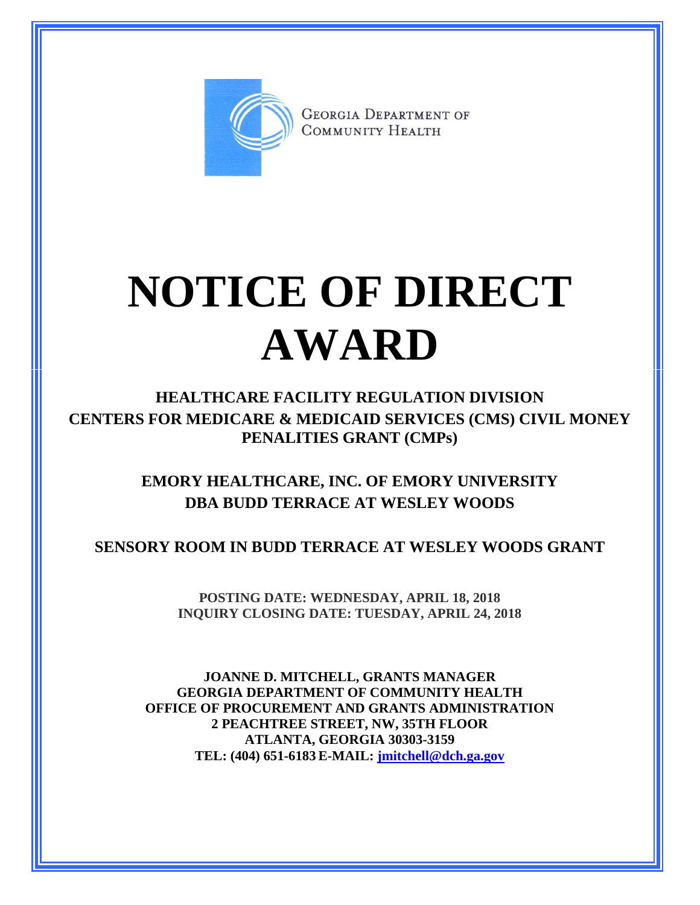GEORGIA DEPARTMENT OF COMMUNITY HEALTH

# NOTICE OF DIRECT AWARD

## HEALTHCARE FACILITY REGULATION DIVISION
## CENTERS FOR MEDICARE & MEDICAID SERVICES (CMS) CIVIL MONEY PENALITIES GRANT (CMPs)

## EMORY HEALTHCARE, INC. OF EMORY UNIVERSITY DBA BUDD TERRACE AT WESLEY WOODS

## SENSORY ROOM IN BUDD TERRACE AT WESLEY WOODS GRANT

**POSTING DATE: WEDNESDAY, APRIL 18, 2018**
**INQUIRY CLOSING DATE: TUESDAY, APRIL 24, 2018**

**JOANNE D. MITCHELL, GRANTS MANAGER**
**GEORGIA DEPARTMENT OF COMMUNITY HEALTH**
**OFFICE OF PROCUREMENT AND GRANTS ADMINISTRATION**
**2 PEACHTREE STREET, NW, 35TH FLOOR**
**ATLANTA, GEORGIA 30303-3159**
**TEL: (404) 651-6183 E-MAIL: jmitchell@dch.ga.gov**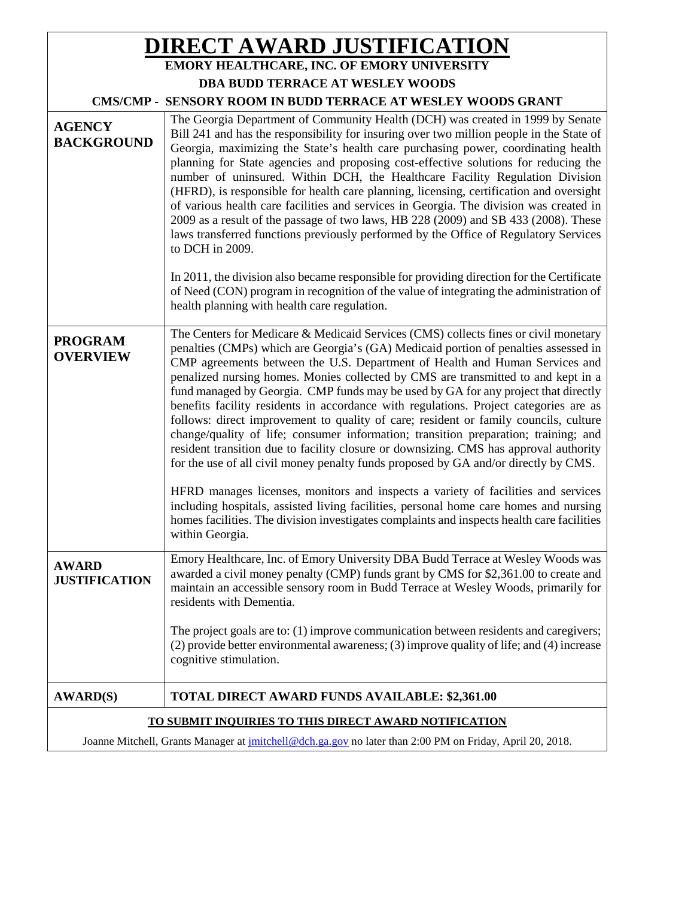# DIRECT AWARD JUSTIFICATION

**EMORY HEALTHCARE, INC. OF EMORY UNIVERSITY**

**DBA BUDD TERRACE AT WESLEY WOODS**

**CMS/CMP - SENSORY ROOM IN BUDD TERRACE AT WESLEY WOODS GRANT**

| | |
|---|---|
| **AGENCY BACKGROUND** | The Georgia Department of Community Health (DCH) was created in 1999 by Senate Bill 241 and has the responsibility for insuring over two million people in the State of Georgia, maximizing the State's health care purchasing power, coordinating health planning for State agencies and proposing cost-effective solutions for reducing the number of uninsured. Within DCH, the Healthcare Facility Regulation Division (HFRD), is responsible for health care planning, licensing, certification and oversight of various health care facilities and services in Georgia. The division was created in 2009 as a result of the passage of two laws, HB 228 (2009) and SB 433 (2008). These laws transferred functions previously performed by the Office of Regulatory Services to DCH in 2009.<br><br>In 2011, the division also became responsible for providing direction for the Certificate of Need (CON) program in recognition of the value of integrating the administration of health planning with health care regulation. |
| **PROGRAM OVERVIEW** | The Centers for Medicare & Medicaid Services (CMS) collects fines or civil monetary penalties (CMPs) which are Georgia's (GA) Medicaid portion of penalties assessed in CMP agreements between the U.S. Department of Health and Human Services and penalized nursing homes. Monies collected by CMS are transmitted to and kept in a fund managed by Georgia. CMP funds may be used by GA for any project that directly benefits facility residents in accordance with regulations. Project categories are as follows: direct improvement to quality of care; resident or family councils, culture change/quality of life; consumer information; transition preparation; training; and resident transition due to facility closure or downsizing. CMS has approval authority for the use of all civil money penalty funds proposed by GA and/or directly by CMS.<br><br>HFRD manages licenses, monitors and inspects a variety of facilities and services including hospitals, assisted living facilities, personal home care homes and nursing homes facilities. The division investigates complaints and inspects health care facilities within Georgia. |
| **AWARD JUSTIFICATION** | Emory Healthcare, Inc. of Emory University DBA Budd Terrace at Wesley Woods was awarded a civil money penalty (CMP) funds grant by CMS for $2,361.00 to create and maintain an accessible sensory room in Budd Terrace at Wesley Woods, primarily for residents with Dementia.<br><br>The project goals are to: (1) improve communication between residents and caregivers; (2) provide better environmental awareness; (3) improve quality of life; and (4) increase cognitive stimulation. |
| **AWARD(S)** | **TOTAL DIRECT AWARD FUNDS AVAILABLE: $2,361.00** |

**TO SUBMIT INQUIRIES TO THIS DIRECT AWARD NOTIFICATION**

Joanne Mitchell, Grants Manager at jmitchell@dch.ga.gov no later than 2:00 PM on Friday, April 20, 2018.